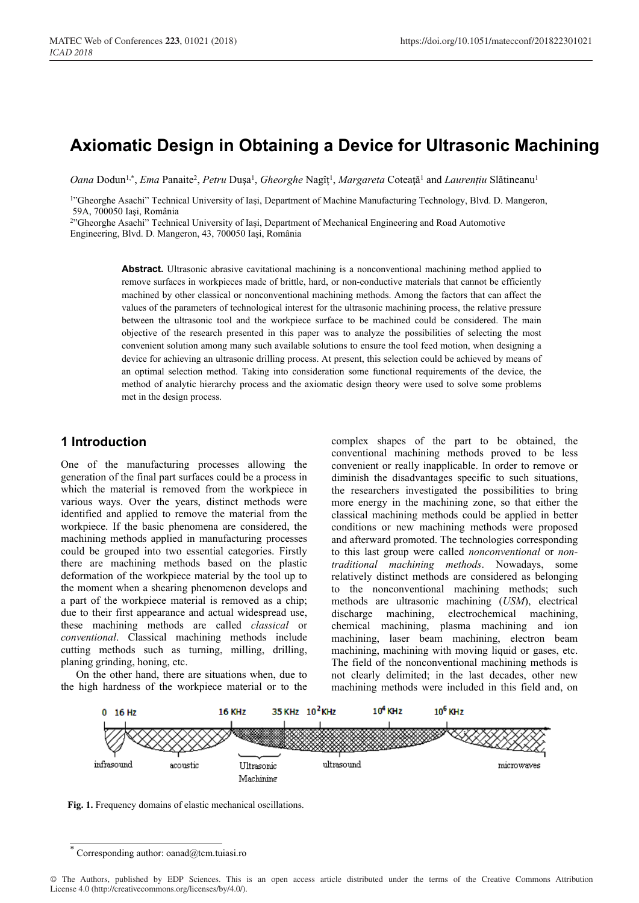# Axiomatic Design in Obtaining a Device for Ultrasonic Machining

*Oana* Dodun[1,*], *Ema* Panaite[2], *Petru* Duşa[1], *Gheorghe* Nagîţ[1], *Margareta* Coteaţă[1] and *Laurenţiu* Slătineanu[1]

[1]"Gheorghe Asachi" Technical University of Iaşi, Department of Machine Manufacturing Technology, Blvd. D. Mangeron, 59A, 700050 Iaşi, România

[2]"Gheorghe Asachi" Technical University of Iaşi, Department of Mechanical Engineering and Road Automotive Engineering, Blvd. D. Mangeron, 43, 700050 Iaşi, România

**Abstract.** Ultrasonic abrasive cavitational machining is a nonconventional machining method applied to remove surfaces in workpieces made of brittle, hard, or non-conductive materials that cannot be efficiently machined by other classical or nonconventional machining methods. Among the factors that can affect the values of the parameters of technological interest for the ultrasonic machining process, the relative pressure between the ultrasonic tool and the workpiece surface to be machined could be considered. The main objective of the research presented in this paper was to analyze the possibilities of selecting the most convenient solution among many such available solutions to ensure the tool feed motion, when designing a device for achieving an ultrasonic drilling process. At present, this selection could be achieved by means of an optimal selection method. Taking into consideration some functional requirements of the device, the method of analytic hierarchy process and the axiomatic design theory were used to solve some problems met in the design process.

## 1 Introduction

One of the manufacturing processes allowing the generation of the final part surfaces could be a process in which the material is removed from the workpiece in various ways. Over the years, distinct methods were identified and applied to remove the material from the workpiece. If the basic phenomena are considered, the machining methods applied in manufacturing processes could be grouped into two essential categories. Firstly there are machining methods based on the plastic deformation of the workpiece material by the tool up to the moment when a shearing phenomenon develops and a part of the workpiece material is removed as a chip; due to their first appearance and actual widespread use, these machining methods are called *classical* or *conventional*. Classical machining methods include cutting methods such as turning, milling, drilling, planing grinding, honing, etc.

On the other hand, there are situations when, due to the high hardness of the workpiece material or to the complex shapes of the part to be obtained, the conventional machining methods proved to be less convenient or really inapplicable. In order to remove or diminish the disadvantages specific to such situations, the researchers investigated the possibilities to bring more energy in the machining zone, so that either the classical machining methods could be applied in better conditions or new machining methods were proposed and afterward promoted. The technologies corresponding to this last group were called *nonconventional* or *non-traditional machining methods*. Nowadays, some relatively distinct methods are considered as belonging to the nonconventional machining methods; such methods are ultrasonic machining (*USM*), electrical discharge machining, electrochemical machining, chemical machining, plasma machining and ion machining, laser beam machining, electron beam machining, machining with moving liquid or gases, etc. The field of the nonconventional machining methods is not clearly delimited; in the last decades, other new machining methods were included in this field and, on

**Fig. 1.** Frequency domains of elastic mechanical oscillations.

[*] Corresponding author: oanad@tcm.tuiasi.ro

© The Authors, published by EDP Sciences. This is an open access article distributed under the terms of the Creative Commons Attribution License 4.0 (http://creativecommons.org/licenses/by/4.0/).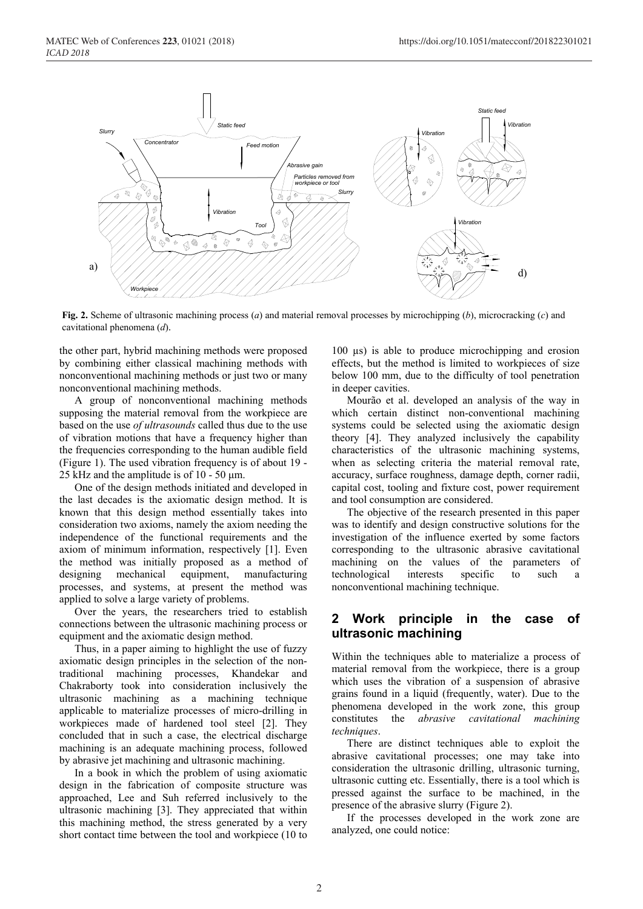**Fig. 2.** Scheme of ultrasonic machining process (*a*) and material removal processes by microchipping (*b*), microcracking (*c*) and cavitational phenomena (*d*).

the other part, hybrid machining methods were proposed by combining either classical machining methods with nonconventional machining methods or just two or many nonconventional machining methods.

A group of nonconventional machining methods supposing the material removal from the workpiece are based on the use *of ultrasounds* called thus due to the use of vibration motions that have a frequency higher than the frequencies corresponding to the human audible field (Figure 1). The used vibration frequency is of about 19 - 25 kHz and the amplitude is of 10 - 50 μm.

One of the design methods initiated and developed in the last decades is the axiomatic design method. It is known that this design method essentially takes into consideration two axioms, namely the axiom needing the independence of the functional requirements and the axiom of minimum information, respectively [1]. Even the method was initially proposed as a method of designing mechanical equipment, manufacturing processes, and systems, at present the method was applied to solve a large variety of problems.

Over the years, the researchers tried to establish connections between the ultrasonic machining process or equipment and the axiomatic design method.

Thus, in a paper aiming to highlight the use of fuzzy axiomatic design principles in the selection of the non-traditional machining processes, Khandekar and Chakraborty took into consideration inclusively the ultrasonic machining as a machining technique applicable to materialize processes of micro-drilling in workpieces made of hardened tool steel [2]. They concluded that in such a case, the electrical discharge machining is an adequate machining process, followed by abrasive jet machining and ultrasonic machining.

In a book in which the problem of using axiomatic design in the fabrication of composite structure was approached, Lee and Suh referred inclusively to the ultrasonic machining [3]. They appreciated that within this machining method, the stress generated by a very short contact time between the tool and workpiece (10 to 100 μs) is able to produce microchipping and erosion effects, but the method is limited to workpieces of size below 100 mm, due to the difficulty of tool penetration in deeper cavities.

Mourão et al. developed an analysis of the way in which certain distinct non-conventional machining systems could be selected using the axiomatic design theory [4]. They analyzed inclusively the capability characteristics of the ultrasonic machining systems, when as selecting criteria the material removal rate, accuracy, surface roughness, damage depth, corner radii, capital cost, tooling and fixture cost, power requirement and tool consumption are considered.

The objective of the research presented in this paper was to identify and design constructive solutions for the investigation of the influence exerted by some factors corresponding to the ultrasonic abrasive cavitational machining on the values of the parameters of technological interests specific to such a nonconventional machining technique.

## 2 Work principle in the case of ultrasonic machining

Within the techniques able to materialize a process of material removal from the workpiece, there is a group which uses the vibration of a suspension of abrasive grains found in a liquid (frequently, water). Due to the phenomena developed in the work zone, this group constitutes the *abrasive cavitational machining techniques*.

There are distinct techniques able to exploit the abrasive cavitational processes; one may take into consideration the ultrasonic drilling, ultrasonic turning, ultrasonic cutting etc. Essentially, there is a tool which is pressed against the surface to be machined, in the presence of the abrasive slurry (Figure 2).

If the processes developed in the work zone are analyzed, one could notice: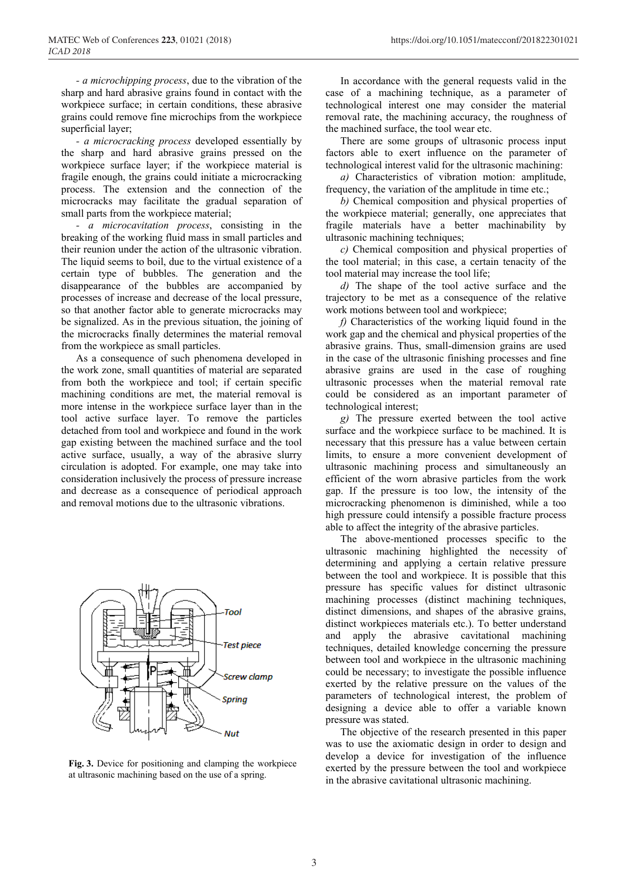- *a microchipping process*, due to the vibration of the sharp and hard abrasive grains found in contact with the workpiece surface; in certain conditions, these abrasive grains could remove fine microchips from the workpiece superficial layer;

- *a microcracking process* developed essentially by the sharp and hard abrasive grains pressed on the workpiece surface layer; if the workpiece material is fragile enough, the grains could initiate a microcracking process. The extension and the connection of the microcracks may facilitate the gradual separation of small parts from the workpiece material;

- *a microcavitation process*, consisting in the breaking of the working fluid mass in small particles and their reunion under the action of the ultrasonic vibration. The liquid seems to boil, due to the virtual existence of a certain type of bubbles. The generation and the disappearance of the bubbles are accompanied by processes of increase and decrease of the local pressure, so that another factor able to generate microcracks may be signalized. As in the previous situation, the joining of the microcracks finally determines the material removal from the workpiece as small particles.

As a consequence of such phenomena developed in the work zone, small quantities of material are separated from both the workpiece and tool; if certain specific machining conditions are met, the material removal is more intense in the workpiece surface layer than in the tool active surface layer. To remove the particles detached from tool and workpiece and found in the work gap existing between the machined surface and the tool active surface, usually, a way of the abrasive slurry circulation is adopted. For example, one may take into consideration inclusively the process of pressure increase and decrease as a consequence of periodical approach and removal motions due to the ultrasonic vibrations.

**Fig. 3.** Device for positioning and clamping the workpiece at ultrasonic machining based on the use of a spring.

In accordance with the general requests valid in the case of a machining technique, as a parameter of technological interest one may consider the material removal rate, the machining accuracy, the roughness of the machined surface, the tool wear etc.

There are some groups of ultrasonic process input factors able to exert influence on the parameter of technological interest valid for the ultrasonic machining:

*a)* Characteristics of vibration motion: amplitude, frequency, the variation of the amplitude in time etc.;

*b)* Chemical composition and physical properties of the workpiece material; generally, one appreciates that fragile materials have a better machinability by ultrasonic machining techniques;

*c)* Chemical composition and physical properties of the tool material; in this case, a certain tenacity of the tool material may increase the tool life;

*d)* The shape of the tool active surface and the trajectory to be met as a consequence of the relative work motions between tool and workpiece;

*f)* Characteristics of the working liquid found in the work gap and the chemical and physical properties of the abrasive grains. Thus, small-dimension grains are used in the case of the ultrasonic finishing processes and fine abrasive grains are used in the case of roughing ultrasonic processes when the material removal rate could be considered as an important parameter of technological interest;

*g)* The pressure exerted between the tool active surface and the workpiece surface to be machined. It is necessary that this pressure has a value between certain limits, to ensure a more convenient development of ultrasonic machining process and simultaneously an efficient of the worn abrasive particles from the work gap. If the pressure is too low, the intensity of the microcracking phenomenon is diminished, while a too high pressure could intensify a possible fracture process able to affect the integrity of the abrasive particles.

The above-mentioned processes specific to the ultrasonic machining highlighted the necessity of determining and applying a certain relative pressure between the tool and workpiece. It is possible that this pressure has specific values for distinct ultrasonic machining processes (distinct machining techniques, distinct dimensions, and shapes of the abrasive grains, distinct workpieces materials etc.). To better understand and apply the abrasive cavitational machining techniques, detailed knowledge concerning the pressure between tool and workpiece in the ultrasonic machining could be necessary; to investigate the possible influence exerted by the relative pressure on the values of the parameters of technological interest, the problem of designing a device able to offer a variable known pressure was stated.

The objective of the research presented in this paper was to use the axiomatic design in order to design and develop a device for investigation of the influence exerted by the pressure between the tool and workpiece in the abrasive cavitational ultrasonic machining.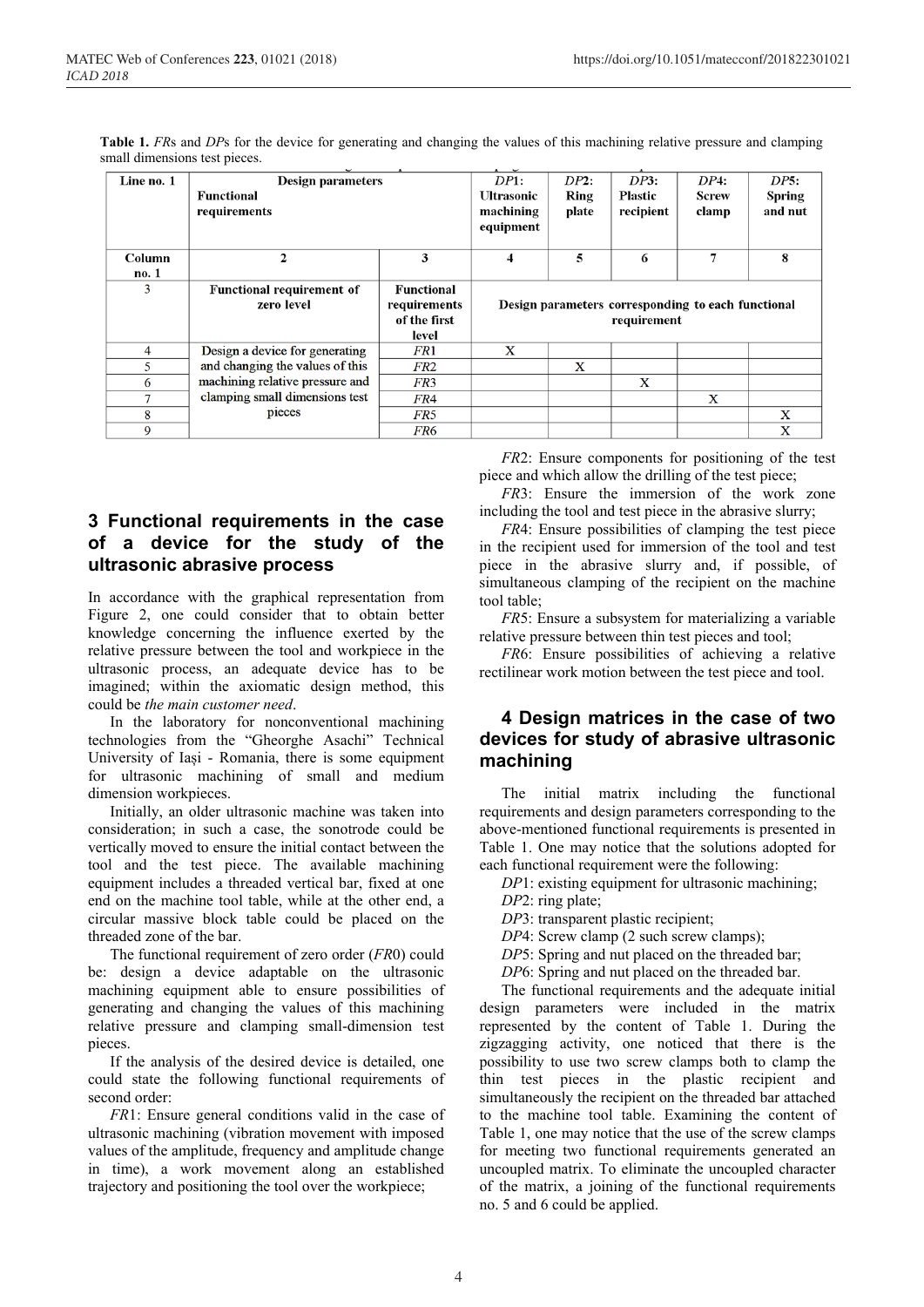**Table 1.** *FR*s and *DP*s for the device for generating and changing the values of this machining relative pressure and clamping small dimensions test pieces.

| Line no. 1 | Design parameters Functional requirements | | *DP*1: Ultrasonic machining equipment | *DP*2: Ring plate | *DP*3: Plastic recipient | *DP*4: Screw clamp | *DP*5: Spring and nut |
|---|---|---|---|---|---|---|---|
| Column no. 1 | 2 | 3 | 4 | 5 | 6 | 7 | 8 |
| 3 | Functional requirement of zero level | Functional requirements of the first level | Design parameters corresponding to each functional requirement | | | | |
| 4 | Design a device for generating and changing the values of this machining relative pressure and clamping small dimensions test pieces | *FR*1 | X | | | | |
| 5 | | *FR*2 | | X | | | |
| 6 | | *FR*3 | | | X | | |
| 7 | | *FR*4 | | | | X | |
| 8 | | *FR*5 | | | | | X |
| 9 | | *FR*6 | | | | | X |

## 3 Functional requirements in the case of a device for the study of the ultrasonic abrasive process

In accordance with the graphical representation from Figure 2, one could consider that to obtain better knowledge concerning the influence exerted by the relative pressure between the tool and workpiece in the ultrasonic process, an adequate device has to be imagined; within the axiomatic design method, this could be *the main customer need*.

In the laboratory for nonconventional machining technologies from the "Gheorghe Asachi" Technical University of Iași - Romania, there is some equipment for ultrasonic machining of small and medium dimension workpieces.

Initially, an older ultrasonic machine was taken into consideration; in such a case, the sonotrode could be vertically moved to ensure the initial contact between the tool and the test piece. The available machining equipment includes a threaded vertical bar, fixed at one end on the machine tool table, while at the other end, a circular massive block table could be placed on the threaded zone of the bar.

The functional requirement of zero order (*FR*0) could be: design a device adaptable on the ultrasonic machining equipment able to ensure possibilities of generating and changing the values of this machining relative pressure and clamping small-dimension test pieces.

If the analysis of the desired device is detailed, one could state the following functional requirements of second order:

*FR*1: Ensure general conditions valid in the case of ultrasonic machining (vibration movement with imposed values of the amplitude, frequency and amplitude change in time), a work movement along an established trajectory and positioning the tool over the workpiece;

*FR*2: Ensure components for positioning of the test piece and which allow the drilling of the test piece;

*FR*3: Ensure the immersion of the work zone including the tool and test piece in the abrasive slurry;

*FR*4: Ensure possibilities of clamping the test piece in the recipient used for immersion of the tool and test piece in the abrasive slurry and, if possible, of simultaneous clamping of the recipient on the machine tool table;

*FR*5: Ensure a subsystem for materializing a variable relative pressure between thin test pieces and tool;

*FR*6: Ensure possibilities of achieving a relative rectilinear work motion between the test piece and tool.

## 4 Design matrices in the case of two devices for study of abrasive ultrasonic machining

The initial matrix including the functional requirements and design parameters corresponding to the above-mentioned functional requirements is presented in Table 1. One may notice that the solutions adopted for each functional requirement were the following:

*DP*1: existing equipment for ultrasonic machining;

*DP*2: ring plate;

*DP*3: transparent plastic recipient;

*DP*4: Screw clamp (2 such screw clamps);

*DP*5: Spring and nut placed on the threaded bar;

*DP*6: Spring and nut placed on the threaded bar.

The functional requirements and the adequate initial design parameters were included in the matrix represented by the content of Table 1. During the zigzagging activity, one noticed that there is the possibility to use two screw clamps both to clamp the thin test pieces in the plastic recipient and simultaneously the recipient on the threaded bar attached to the machine tool table. Examining the content of Table 1, one may notice that the use of the screw clamps for meeting two functional requirements generated an uncoupled matrix. To eliminate the uncoupled character of the matrix, a joining of the functional requirements no. 5 and 6 could be applied.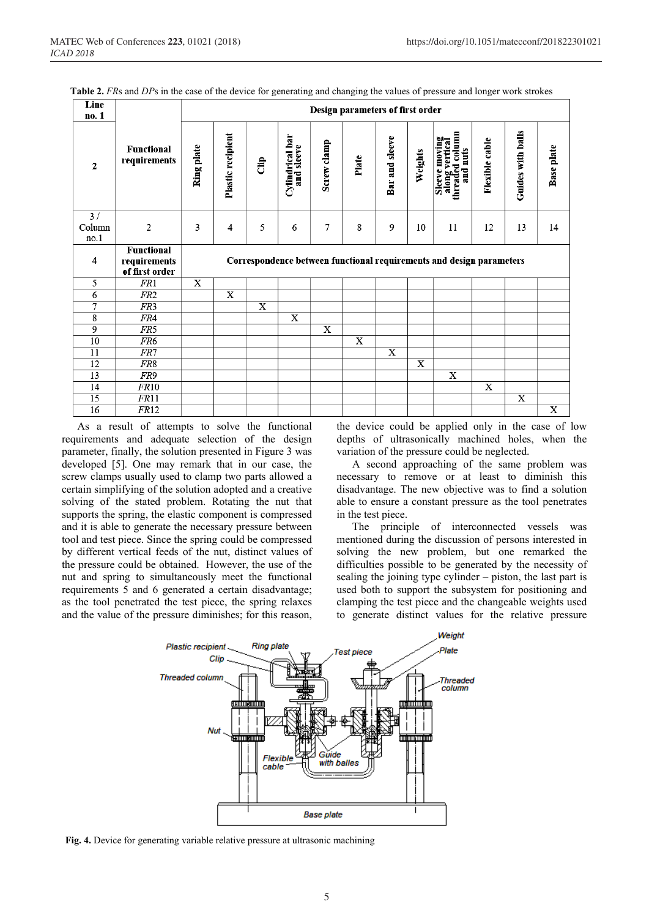**Table 2.** *FR*s and *DP*s in the case of the device for generating and changing the values of pressure and longer work strokes

| Line no. 1 | | Design parameters of first order | | | | | | | | | | | |
|---|---|---|---|---|---|---|---|---|---|---|---|---|---|
| 2 | Functional requirements | Ring plate | Plastic recipient | Clip | Cylindrical bar and sleeve | Screw clamp | Plate | Bar and sleeve | Weights | Sleeve moving along vertical threaded column and nuts | Flexible cable | Guides with balls | Base plate |
| 3 / Column no.1 | 2 | 3 | 4 | 5 | 6 | 7 | 8 | 9 | 10 | 11 | 12 | 13 | 14 |
| 4 | Functional requirements of first order | Correspondence between functional requirements and design parameters | | | | | | | | | | | |
| 5 | *FR*1 | X | | | | | | | | | | | |
| 6 | *FR*2 | | X | | | | | | | | | | |
| 7 | *FR*3 | | | X | | | | | | | | | |
| 8 | *FR*4 | | | | X | | | | | | | | |
| 9 | *FR*5 | | | | | X | | | | | | | |
| 10 | *FR*6 | | | | | | X | | | | | | |
| 11 | *FR*7 | | | | | | | X | | | | | |
| 12 | *FR*8 | | | | | | | | X | | | | |
| 13 | *FR*9 | | | | | | | | | X | | | |
| 14 | *FR*10 | | | | | | | | | | X | | |
| 15 | *FR*11 | | | | | | | | | | | X | |
| 16 | *FR*12 | | | | | | | | | | | | X |

As a result of attempts to solve the functional requirements and adequate selection of the design parameter, finally, the solution presented in Figure 3 was developed [5]. One may remark that in our case, the screw clamps usually used to clamp two parts allowed a certain simplifying of the solution adopted and a creative solving of the stated problem. Rotating the nut that supports the spring, the elastic component is compressed and it is able to generate the necessary pressure between tool and test piece. Since the spring could be compressed by different vertical feeds of the nut, distinct values of the pressure could be obtained. However, the use of the nut and spring to simultaneously meet the functional requirements 5 and 6 generated a certain disadvantage; as the tool penetrated the test piece, the spring relaxes and the value of the pressure diminishes; for this reason, the device could be applied only in the case of low depths of ultrasonically machined holes, when the variation of the pressure could be neglected.

A second approaching of the same problem was necessary to remove or at least to diminish this disadvantage. The new objective was to find a solution able to ensure a constant pressure as the tool penetrates in the test piece.

The principle of interconnected vessels was mentioned during the discussion of persons interested in solving the new problem, but one remarked the difficulties possible to be generated by the necessity of sealing the joining type cylinder – piston, the last part is used both to support the subsystem for positioning and clamping the test piece and the changeable weights used to generate distinct values for the relative pressure

**Fig. 4.** Device for generating variable relative pressure at ultrasonic machining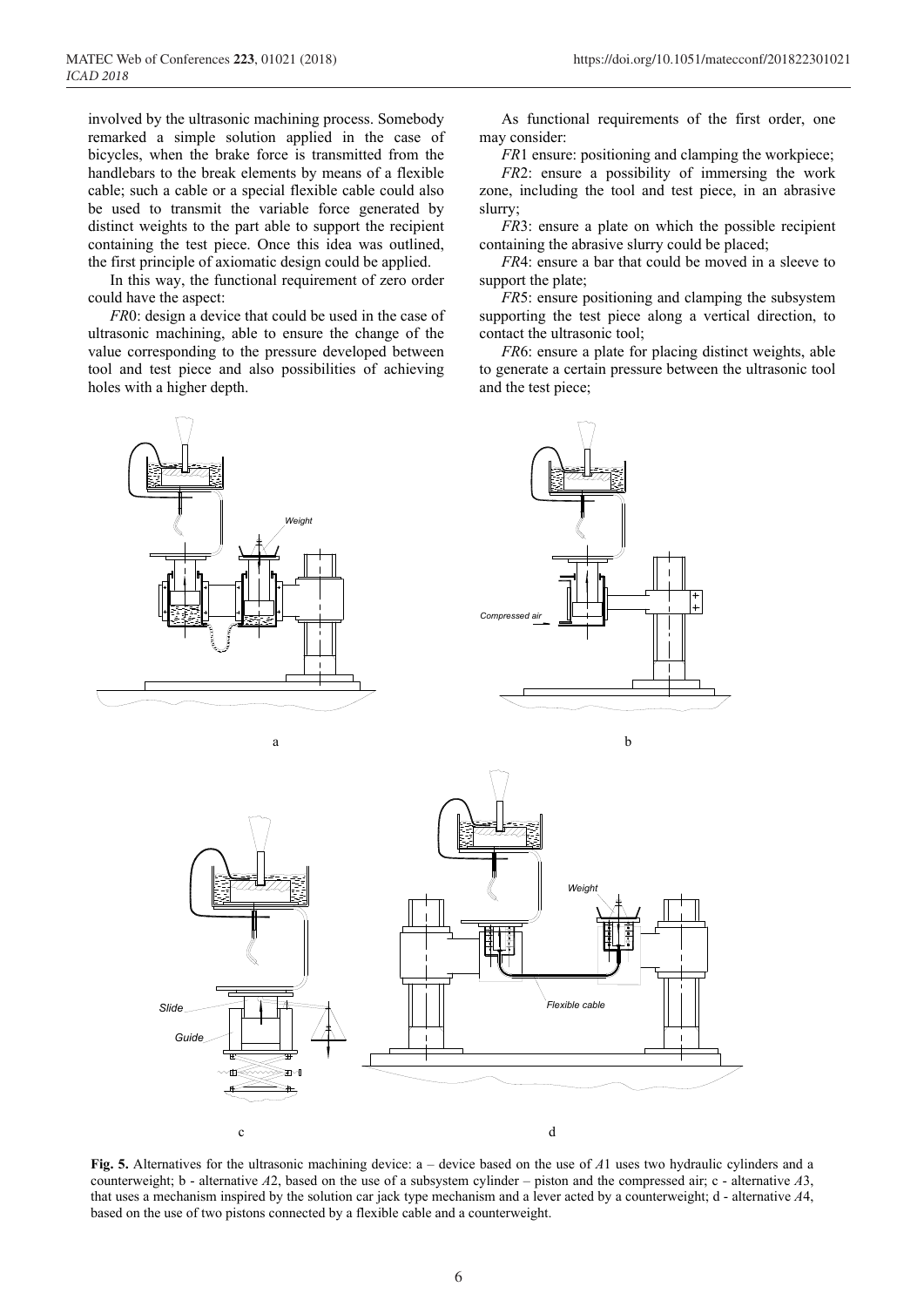involved by the ultrasonic machining process. Somebody remarked a simple solution applied in the case of bicycles, when the brake force is transmitted from the handlebars to the break elements by means of a flexible cable; such a cable or a special flexible cable could also be used to transmit the variable force generated by distinct weights to the part able to support the recipient containing the test piece. Once this idea was outlined, the first principle of axiomatic design could be applied.

In this way, the functional requirement of zero order could have the aspect:

*FR*0: design a device that could be used in the case of ultrasonic machining, able to ensure the change of the value corresponding to the pressure developed between tool and test piece and also possibilities of achieving holes with a higher depth.

As functional requirements of the first order, one may consider:

*FR*1 ensure: positioning and clamping the workpiece;

*FR*2: ensure a possibility of immersing the work zone, including the tool and test piece, in an abrasive slurry;

*FR*3: ensure a plate on which the possible recipient containing the abrasive slurry could be placed;

*FR*4: ensure a bar that could be moved in a sleeve to support the plate;

*FR*5: ensure positioning and clamping the subsystem supporting the test piece along a vertical direction, to contact the ultrasonic tool;

*FR*6: ensure a plate for placing distinct weights, able to generate a certain pressure between the ultrasonic tool and the test piece;

**Fig. 5.** Alternatives for the ultrasonic machining device: a – device based on the use of *A*1 uses two hydraulic cylinders and a counterweight; b - alternative *A*2, based on the use of a subsystem cylinder – piston and the compressed air; c - alternative *A*3, that uses a mechanism inspired by the solution car jack type mechanism and a lever acted by a counterweight; d - alternative *A*4, based on the use of two pistons connected by a flexible cable and a counterweight.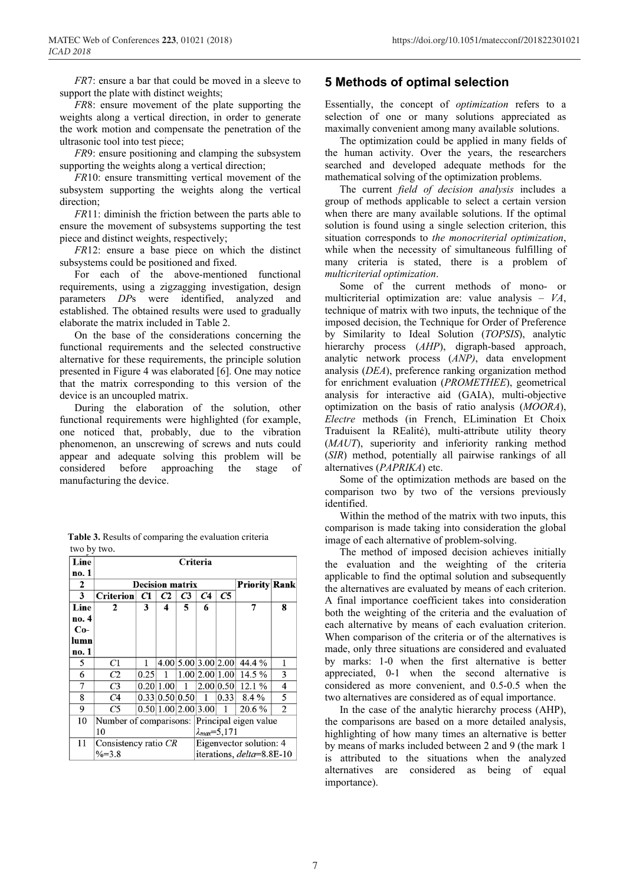*FR*7: ensure a bar that could be moved in a sleeve to support the plate with distinct weights;

*FR*8: ensure movement of the plate supporting the weights along a vertical direction, in order to generate the work motion and compensate the penetration of the ultrasonic tool into test piece;

*FR*9: ensure positioning and clamping the subsystem supporting the weights along a vertical direction;

*FR*10: ensure transmitting vertical movement of the subsystem supporting the weights along the vertical direction;

*FR*11: diminish the friction between the parts able to ensure the movement of subsystems supporting the test piece and distinct weights, respectively;

*FR*12: ensure a base piece on which the distinct subsystems could be positioned and fixed.

For each of the above-mentioned functional requirements, using a zigzagging investigation, design parameters *DP*s were identified, analyzed and established. The obtained results were used to gradually elaborate the matrix included in Table 2.

On the base of the considerations concerning the functional requirements and the selected constructive alternative for these requirements, the principle solution presented in Figure 4 was elaborated [6]. One may notice that the matrix corresponding to this version of the device is an uncoupled matrix.

During the elaboration of the solution, other functional requirements were highlighted (for example, one noticed that, probably, due to the vibration phenomenon, an unscrewing of screws and nuts could appear and adequate solving this problem will be considered before approaching the stage of manufacturing the device.

**Table 3.** Results of comparing the evaluation criteria two by two.

| Line no. 1 | Criteria | | | | | | | |
|---|---|---|---|---|---|---|---|---|
| 2 | Decision matrix | | | | | | Priority | Rank |
| 3 | Criterion | *C*1 | *C*2 | *C*3 | *C*4 | *C*5 | | |
| Line no. 4 Co-lumn no. 1 | 2 | 3 | 4 | 5 | 6 | | 7 | 8 |
| 5 | *C*1 | 1 | 4.00 | 5.00 | 3.00 | 2.00 | 44.4 % | 1 |
| 6 | *C*2 | 0.25 | 1 | 1.00 | 2.00 | 1.00 | 14.5 % | 3 |
| 7 | *C*3 | 0.20 | 1.00 | 1 | 2.00 | 0.50 | 12.1 % | 4 |
| 8 | *C*4 | 0.33 | 0.50 | 0.50 | 1 | 0.33 | 8.4 % | 5 |
| 9 | *C*5 | 0.50 | 1.00 | 2.00 | 3.00 | 1 | 20.6 % | 2 |
| 10 | Number of comparisons: 10 | | | | Principal eigen value $\lambda_{max}$=5,171 | | | |
| 11 | Consistency ratio *CR* %=3.8 | | | | Eigenvector solution: 4 iterations, *delta*=8.8E-10 | | | |

## 5 Methods of optimal selection

Essentially, the concept of *optimization* refers to a selection of one or many solutions appreciated as maximally convenient among many available solutions.

The optimization could be applied in many fields of the human activity. Over the years, the researchers searched and developed adequate methods for the mathematical solving of the optimization problems.

The current *field of decision analysis* includes a group of methods applicable to select a certain version when there are many available solutions. If the optimal solution is found using a single selection criterion, this situation corresponds to *the monocriterial optimization*, while when the necessity of simultaneous fulfilling of many criteria is stated, there is a problem of *multicriterial optimization*.

Some of the current methods of mono- or multicriterial optimization are: value analysis – *VA*, technique of matrix with two inputs, the technique of the imposed decision, the Technique for Order of Preference by Similarity to Ideal Solution (*TOPSIS*), analytic hierarchy process (*AHP*), digraph-based approach, analytic network process (*ANP)*, data envelopment analysis (*DEA*), preference ranking organization method for enrichment evaluation (*PROMETHEE*), geometrical analysis for interactive aid (GAIA), multi-objective optimization on the basis of ratio analysis (*MOORA*), *Electre* methods (in French, ELimination Et Choix Traduisent la REalité), multi-attribute utility theory (*MAUT*), superiority and inferiority ranking method (*SIR*) method, potentially all pairwise rankings of all alternatives (*PAPRIKA*) etc.

Some of the optimization methods are based on the comparison two by two of the versions previously identified.

Within the method of the matrix with two inputs, this comparison is made taking into consideration the global image of each alternative of problem-solving.

The method of imposed decision achieves initially the evaluation and the weighting of the criteria applicable to find the optimal solution and subsequently the alternatives are evaluated by means of each criterion. A final importance coefficient takes into consideration both the weighting of the criteria and the evaluation of each alternative by means of each evaluation criterion. When comparison of the criteria or of the alternatives is made, only three situations are considered and evaluated by marks: 1-0 when the first alternative is better appreciated, 0-1 when the second alternative is considered as more convenient, and 0.5-0.5 when the two alternatives are considered as of equal importance.

In the case of the analytic hierarchy process (AHP), the comparisons are based on a more detailed analysis, highlighting of how many times an alternative is better by means of marks included between 2 and 9 (the mark 1 is attributed to the situations when the analyzed alternatives are considered as being of equal importance).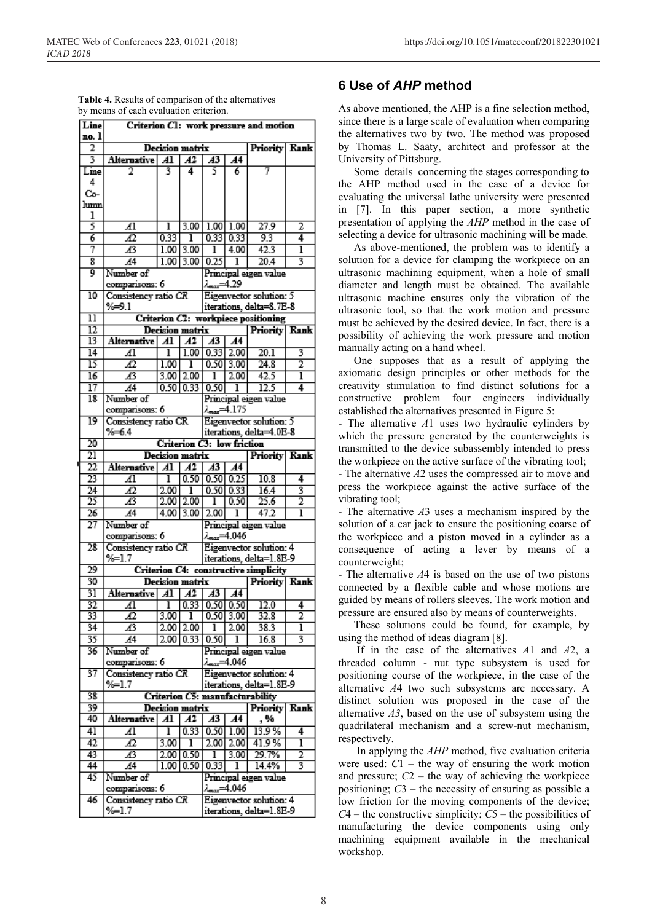**Table 4.** Results of comparison of the alternatives by means of each evaluation criterion.

| Line no. 1 | Criterion $C1$: work pressure and motion | | | | | | |
|---|---|---|---|---|---|---|---|
| 2 | Decision matrix | | | | | Priority | Rank |
| 3 | Alternative | $A1$ | $A2$ | $A3$ | $A4$ | | |
| Line 4 Column 1 | 2 | 3 | 4 | 5 | 6 | 7 | |
| 5 | $A1$ | 1 | 3.00 | 1.00 | 1.00 | 27.9 | 2 |
| 6 | $A2$ | 0.33 | 1 | 0.33 | 0.33 | 9.3 | 4 |
| 7 | $A3$ | 1.00 | 3.00 | 1 | 4.00 | 42.3 | 1 |
| 8 | $A4$ | 1.00 | 3.00 | 0.25 | 1 | 20.4 | 3 |
| 9 | Number of comparisons: 6 | | | Principal eigen value $\lambda_{max}$=4.29 | | | |
| 10 | Consistency ratio $CR$ %=9.1 | | | Eigenvector solution: 5 iterations, delta=8.7E-8 | | | |
| 11 | Criterion $C2$: workpiece positioning | | | | | | |
| 12 | Decision matrix | | | | | Priority | Rank |
| 13 | Alternative | $A1$ | $A2$ | $A3$ | $A4$ | | |
| 14 | $A1$ | 1 | 1.00 | 0.33 | 2.00 | 20.1 | 3 |
| 15 | $A2$ | 1.00 | 1 | 0.50 | 3.00 | 24.8 | 2 |
| 16 | $A3$ | 3.00 | 2.00 | 1 | 2.00 | 42.5 | 1 |
| 17 | $A4$ | 0.50 | 0.33 | 0.50 | 1 | 12.5 | 4 |
| 18 | Number of comparisons: 6 | | | Principal eigen value $\lambda_{max}$=4.175 | | | |
| 19 | Consistency ratio CR %=6.4 | | | Eigenvector solution: 5 iterations, delta=4.0E-8 | | | |
| 20 | Criterion $C3$: low friction | | | | | | |
| 21 | Decision matrix | | | | | Priority | Rank |
| 22 | Alternative | $A1$ | $A2$ | $A3$ | $A4$ | | |
| 23 | $A1$ | 1 | 0.50 | 0.50 | 0.25 | 10.8 | 4 |
| 24 | $A2$ | 2.00 | 1 | 0.50 | 0.33 | 16.4 | 3 |
| 25 | $A3$ | 2.00 | 2.00 | 1 | 0.50 | 25.6 | 2 |
| 26 | $A4$ | 4.00 | 3.00 | 2.00 | 1 | 47.2 | 1 |
| 27 | Number of comparisons: 6 | | | Principal eigen value $\lambda_{max}$=4.046 | | | |
| 28 | Consistency ratio $CR$ %=1.7 | | | Eigenvector solution: 4 iterations, delta=1.8E-9 | | | |
| 29 | Criterion $C4$: constructive simplicity | | | | | | |
| 30 | Decision matrix | | | | | Priority | Rank |
| 31 | Alternative | $A1$ | $A2$ | $A3$ | $A4$ | | |
| 32 | $A1$ | 1 | 0.33 | 0.50 | 0.50 | 12.0 | 4 |
| 33 | $A2$ | 3.00 | 1 | 0.50 | 3.00 | 32.8 | 2 |
| 34 | $A3$ | 2.00 | 2.00 | 1 | 2.00 | 38.3 | 1 |
| 35 | $A4$ | 2.00 | 0.33 | 0.50 | 1 | 16.8 | 3 |
| 36 | Number of comparisons: 6 | | | Principal eigen value $\lambda_{max}$=4.046 | | | |
| 37 | Consistency ratio $CR$ %=1.7 | | | Eigenvector solution: 4 iterations, delta=1.8E-9 | | | |
| 38 | Criterion $C5$: manufacturability | | | | | | |
| 39 | Decision matrix | | | | | Priority , % | Rank |
| 40 | Alternative | $A1$ | $A2$ | $A3$ | $A4$ | | |
| 41 | $A1$ | 1 | 0.33 | 0.50 | 1.00 | 13.9 % | 4 |
| 42 | $A2$ | 3.00 | 1 | 2.00 | 2.00 | 41.9 % | 1 |
| 43 | $A3$ | 2.00 | 0.50 | 1 | 3.00 | 29.7% | 2 |
| 44 | $A4$ | 1.00 | 0.50 | 0.33 | 1 | 14.4% | 3 |
| 45 | Number of comparisons: 6 | | | Principal eigen value $\lambda_{max}$=4.046 | | | |
| 46 | Consistency ratio $CR$ %=1.7 | | | Eigenvector solution: 4 iterations, delta=1.8E-9 | | | |

## 6 Use of *AHP* method

As above mentioned, the AHP is a fine selection method, since there is a large scale of evaluation when comparing the alternatives two by two. The method was proposed by Thomas L. Saaty, architect and professor at the University of Pittsburg.

Some details concerning the stages corresponding to the AHP method used in the case of a device for evaluating the universal lathe university were presented in [7]. In this paper section, a more synthetic presentation of applying the *AHP* method in the case of selecting a device for ultrasonic machining will be made.

As above-mentioned, the problem was to identify a solution for a device for clamping the workpiece on an ultrasonic machining equipment, when a hole of small diameter and length must be obtained. The available ultrasonic machine ensures only the vibration of the ultrasonic tool, so that the work motion and pressure must be achieved by the desired device. In fact, there is a possibility of achieving the work pressure and motion manually acting on a hand wheel.

One supposes that as a result of applying the axiomatic design principles or other methods for the creativity stimulation to find distinct solutions for a constructive problem four engineers individually established the alternatives presented in Figure 5:

- The alternative *A*1 uses two hydraulic cylinders by which the pressure generated by the counterweights is transmitted to the device subassembly intended to press the workpiece on the active surface of the vibrating tool;
- The alternative *A*2 uses the compressed air to move and press the workpiece against the active surface of the vibrating tool;
- The alternative *A*3 uses a mechanism inspired by the solution of a car jack to ensure the positioning coarse of the workpiece and a piston moved in a cylinder as a consequence of acting a lever by means of a counterweight;
- The alternative *A*4 is based on the use of two pistons connected by a flexible cable and whose motions are guided by means of rollers sleeves. The work motion and pressure are ensured also by means of counterweights.

These solutions could be found, for example, by using the method of ideas diagram [8].

If in the case of the alternatives *A*1 and *A*2, a threaded column - nut type subsystem is used for positioning course of the workpiece, in the case of the alternative *A*4 two such subsystems are necessary. A distinct solution was proposed in the case of the alternative *A3*, based on the use of subsystem using the quadrilateral mechanism and a screw-nut mechanism, respectively.

In applying the *AHP* method, five evaluation criteria were used: *C*1 – the way of ensuring the work motion and pressure; *C*2 – the way of achieving the workpiece positioning; *C*3 – the necessity of ensuring as possible a low friction for the moving components of the device; *C*4 – the constructive simplicity; *C*5 – the possibilities of manufacturing the device components using only machining equipment available in the mechanical workshop.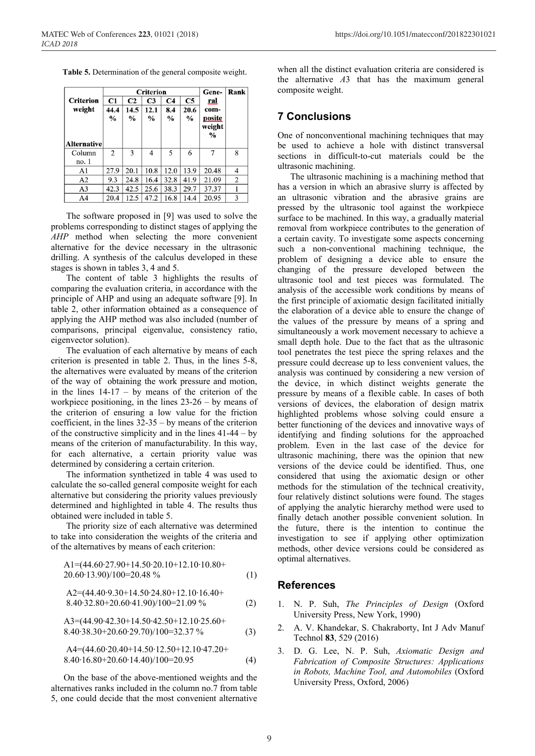**Table 5.** Determination of the general composite weight.

| Criterion weight / Alternative | C1 44.4 % | C2 14.5 % | C3 12.1 % | C4 8.4 % | C5 20.6 % | General composite weight % | Rank |
|---|---|---|---|---|---|---|---|
| Column no. 1 | 2 | 3 | 4 | 5 | 6 | 7 | 8 |
| A1 | 27.9 | 20.1 | 10.8 | 12.0 | 13.9 | 20.48 | 4 |
| A2 | 9.3 | 24.8 | 16.4 | 32.8 | 41.9 | 21.09 | 2 |
| A3 | 42.3 | 42.5 | 25.6 | 38.3 | 29.7 | 37.37 | 1 |
| A4 | 20.4 | 12.5 | 47.2 | 16.8 | 14.4 | 20.95 | 3 |

The software proposed in [9] was used to solve the problems corresponding to distinct stages of applying the *AHP* method when selecting the more convenient alternative for the device necessary in the ultrasonic drilling. A synthesis of the calculus developed in these stages is shown in tables 3, 4 and 5.

The content of table 3 highlights the results of comparing the evaluation criteria, in accordance with the principle of AHP and using an adequate software [9]. In table 2, other information obtained as a consequence of applying the AHP method was also included (number of comparisons, principal eigenvalue, consistency ratio, eigenvector solution).

The evaluation of each alternative by means of each criterion is presented in table 2. Thus, in the lines 5-8, the alternatives were evaluated by means of the criterion of the way of obtaining the work pressure and motion, in the lines 14-17 – by means of the criterion of the workpiece positioning, in the lines 23-26 – by means of the criterion of ensuring a low value for the friction coefficient, in the lines 32-35 – by means of the criterion of the constructive simplicity and in the lines 41-44 – by means of the criterion of manufacturability. In this way, for each alternative, a certain priority value was determined by considering a certain criterion.

The information synthetized in table 4 was used to calculate the so-called general composite weight for each alternative but considering the priority values previously determined and highlighted in table 4. The results thus obtained were included in table 5.

The priority size of each alternative was determined to take into consideration the weights of the criteria and of the alternatives by means of each criterion:

$$A1=(44.60\cdot27.90+14.50\cdot20.10+12.10\cdot10.80+20.60\cdot13.90)/100=20.48\ \% \quad (1)$$

$$A2=(44.40\cdot9.30+14.50\cdot24.80+12.10\cdot16.40+8.40\cdot32.80+20.60\cdot41.90)/100=21.09\ \% \quad (2)$$

$$A3=(44.90\cdot42.30+14.50\cdot42.50+12.10\cdot25.60+8.40\cdot38.30+20.60\cdot29.70)/100=32.37\ \% \quad (3)$$

$$A4=(44.60\cdot20.40+14.50\cdot12.50+12.10\cdot47.20+8.40\cdot16.80+20.60\cdot14.40)/100=20.95 \quad (4)$$

On the base of the above-mentioned weights and the alternatives ranks included in the column no.7 from table 5, one could decide that the most convenient alternative when all the distinct evaluation criteria are considered is the alternative *A*3 that has the maximum general composite weight.

## 7 Conclusions

One of nonconventional machining techniques that may be used to achieve a hole with distinct transversal sections in difficult-to-cut materials could be the ultrasonic machining.

The ultrasonic machining is a machining method that has a version in which an abrasive slurry is affected by an ultrasonic vibration and the abrasive grains are pressed by the ultrasonic tool against the workpiece surface to be machined. In this way, a gradually material removal from workpiece contributes to the generation of a certain cavity. To investigate some aspects concerning such a non-conventional machining technique, the problem of designing a device able to ensure the changing of the pressure developed between the ultrasonic tool and test pieces was formulated. The analysis of the accessible work conditions by means of the first principle of axiomatic design facilitated initially the elaboration of a device able to ensure the change of the values of the pressure by means of a spring and simultaneously a work movement necessary to achieve a small depth hole. Due to the fact that as the ultrasonic tool penetrates the test piece the spring relaxes and the pressure could decrease up to less convenient values, the analysis was continued by considering a new version of the device, in which distinct weights generate the pressure by means of a flexible cable. In cases of both versions of devices, the elaboration of design matrix highlighted problems whose solving could ensure a better functioning of the devices and innovative ways of identifying and finding solutions for the approached problem. Even in the last case of the device for ultrasonic machining, there was the opinion that new versions of the device could be identified. Thus, one considered that using the axiomatic design or other methods for the stimulation of the technical creativity, four relatively distinct solutions were found. The stages of applying the analytic hierarchy method were used to finally detach another possible convenient solution. In the future, there is the intention to continue the investigation to see if applying other optimization methods, other device versions could be considered as optimal alternatives.

## References

1. N. P. Suh, *The Principles of Design* (Oxford University Press, New York, 1990)
2. A. V. Khandekar, S. Chakraborty, Int J Adv Manuf Technol **83**, 529 (2016)
3. D. G. Lee, N. P. Suh, *Axiomatic Design and Fabrication of Composite Structures: Applications in Robots, Machine Tool, and Automobiles* (Oxford University Press, Oxford, 2006)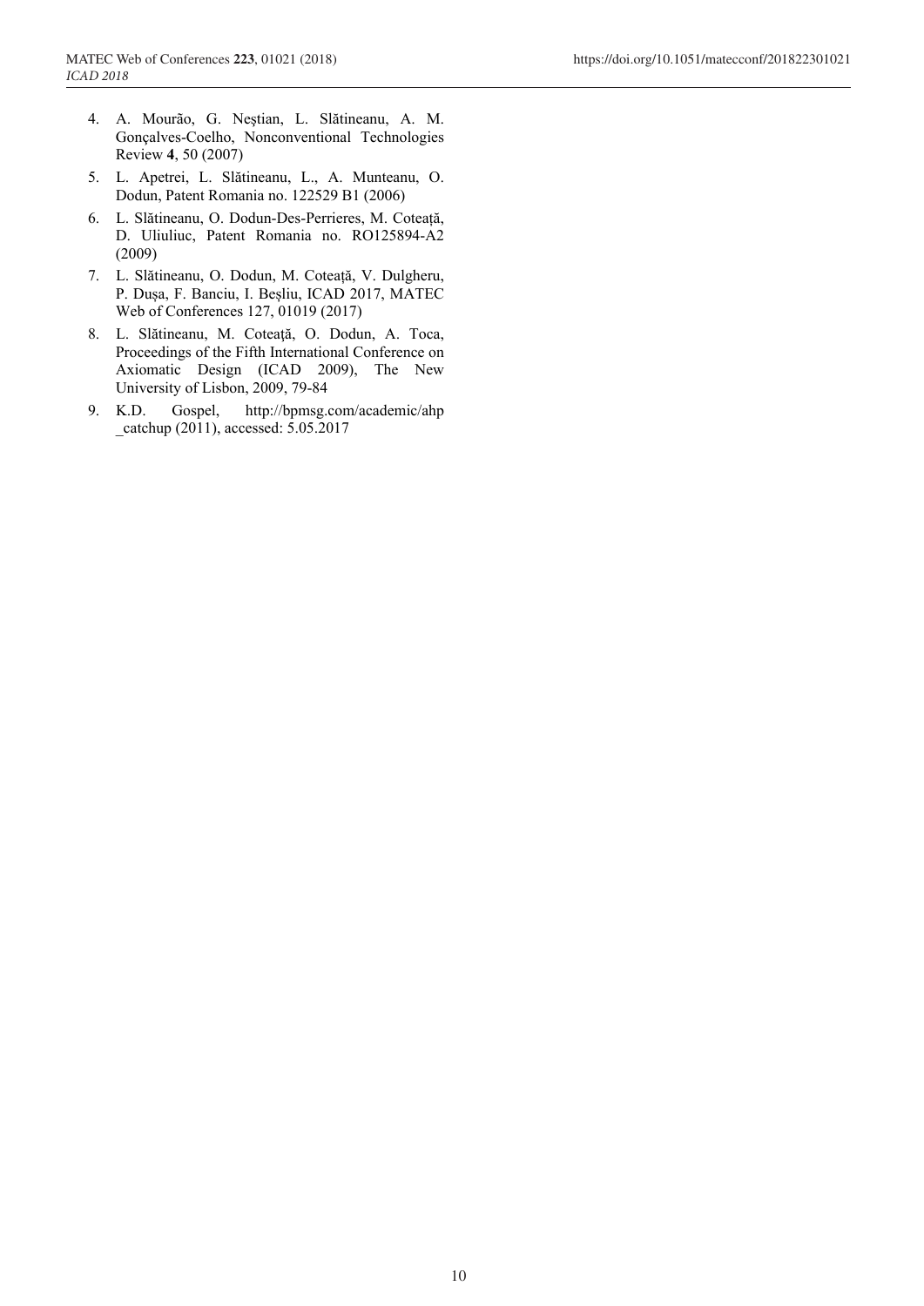4. A. Mourão, G. Neştian, L. Slătineanu, A. M. Gonçalves-Coelho, Nonconventional Technologies Review **4**, 50 (2007)
5. L. Apetrei, L. Slătineanu, L., A. Munteanu, O. Dodun, Patent Romania no. 122529 B1 (2006)
6. L. Slătineanu, O. Dodun-Des-Perrieres, M. Coteață, D. Uliuliuc, Patent Romania no. RO125894-A2 (2009)
7. L. Slătineanu, O. Dodun, M. Coteață, V. Dulgheru, P. Dușa, F. Banciu, I. Beșliu, ICAD 2017, MATEC Web of Conferences 127, 01019 (2017)
8. L. Slătineanu, M. Coteaţă, O. Dodun, A. Toca, Proceedings of the Fifth International Conference on Axiomatic Design (ICAD 2009), The New University of Lisbon, 2009, 79-84
9. K.D. Gospel, http://bpmsg.com/academic/ahp_catchup (2011), accessed: 5.05.2017